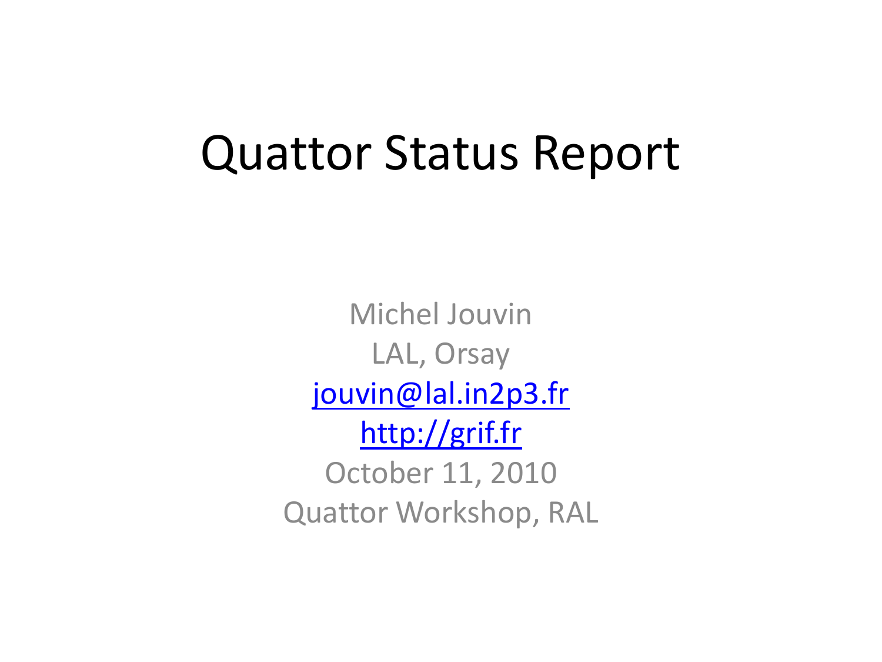# Quattor Status Report

Michel Jouvin

LAL, Orsay

[jouvin@lal.in2p3.fr](mailto:jouvin@lal.in2p3.fr)

[http://grif.fr](http://grif.fr)

October 11, 2010

Quattor Workshop, RAL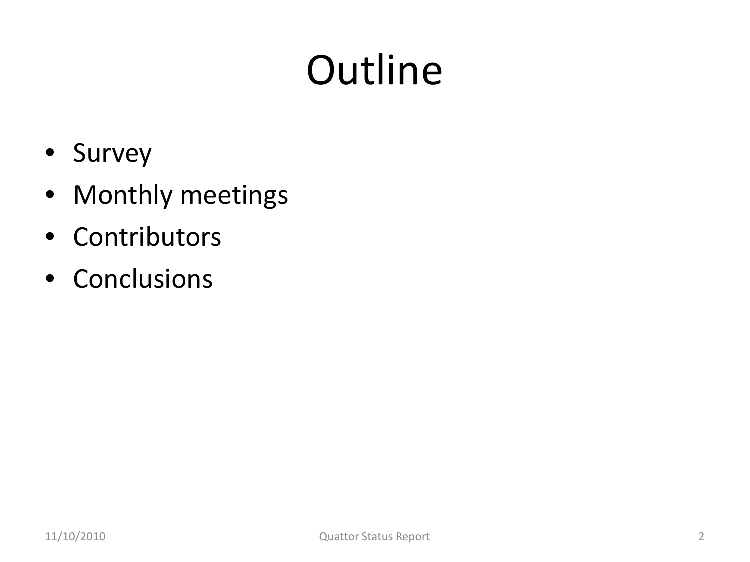# Outline

- Survey
- Monthly meetings
- Contributors
- Conclusions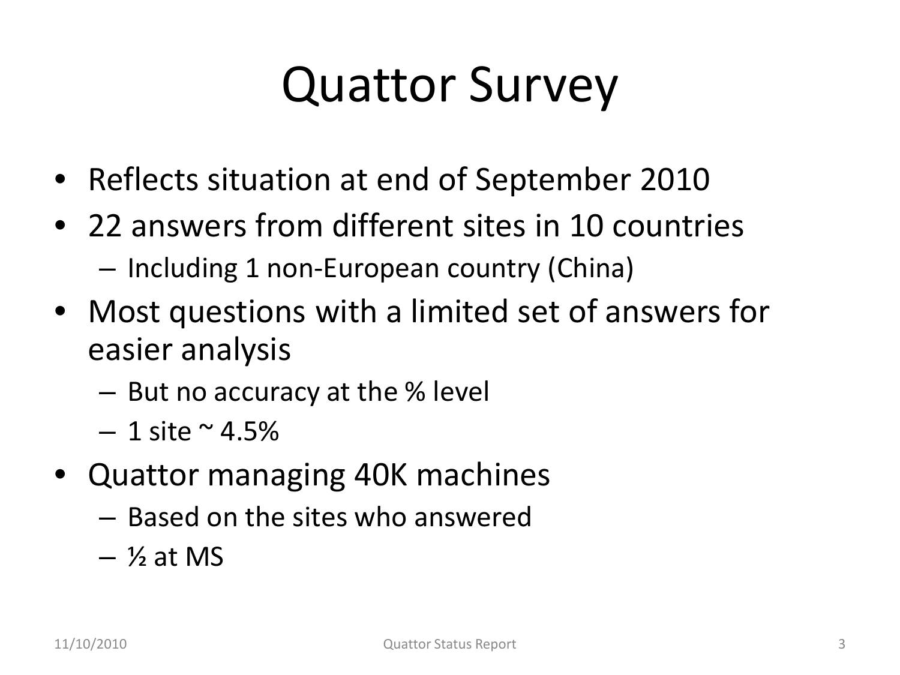# Quattor Survey

- Reflects situation at end of September 2010
- 22 answers from different sites in 10 countries
  - Including 1 non-European country (China)
- Most questions with a limited set of answers for easier analysis
  - But no accuracy at the % level
  - 1 site ~ 4.5%
- Quattor managing 40K machines
  - Based on the sites who answered
  - ½ at MS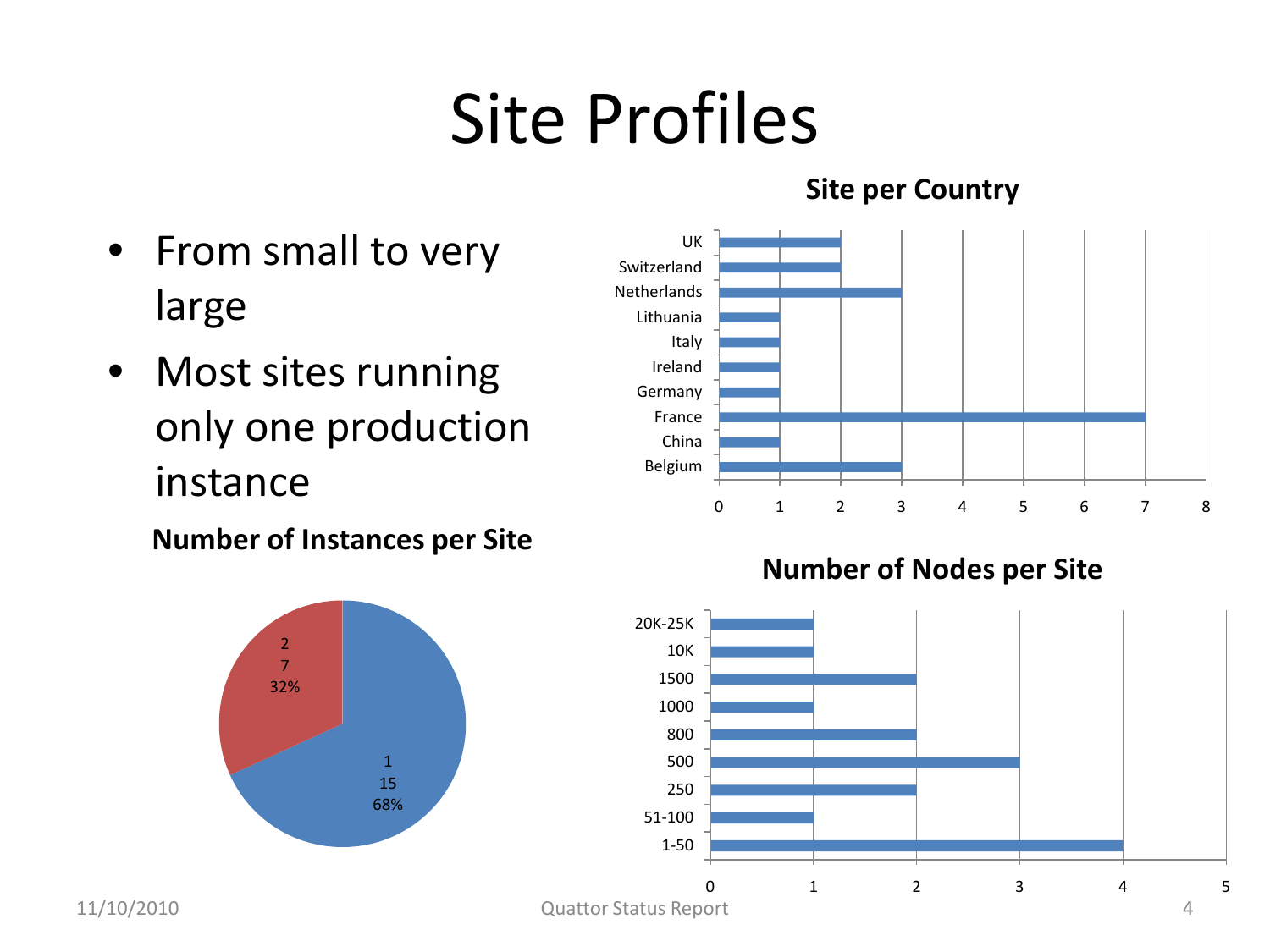# Site Profiles

- From small to very large
- Most sites running only one production instance

**Number of Instances per Site**

| Instances | Sites | Percentage |
|---|---|---|
| 1 | 15 | 68% |
| 2 | 7 | 32% |

**Site per Country**

| Country | Sites |
|---|---|
| UK | 2 |
| Switzerland | 2 |
| Netherlands | 3 |
| Lithuania | 1 |
| Italy | 1 |
| Ireland | 1 |
| Germany | 1 |
| France | 7 |
| China | 1 |
| Belgium | 3 |

**Number of Nodes per Site**

| Nodes | Sites |
|---|---|
| 20K-25K | 1 |
| 10K | 1 |
| 1500 | 2 |
| 1000 | 1 |
| 800 | 2 |
| 500 | 3 |
| 250 | 2 |
| 51-100 | 1 |
| 1-50 | 4 |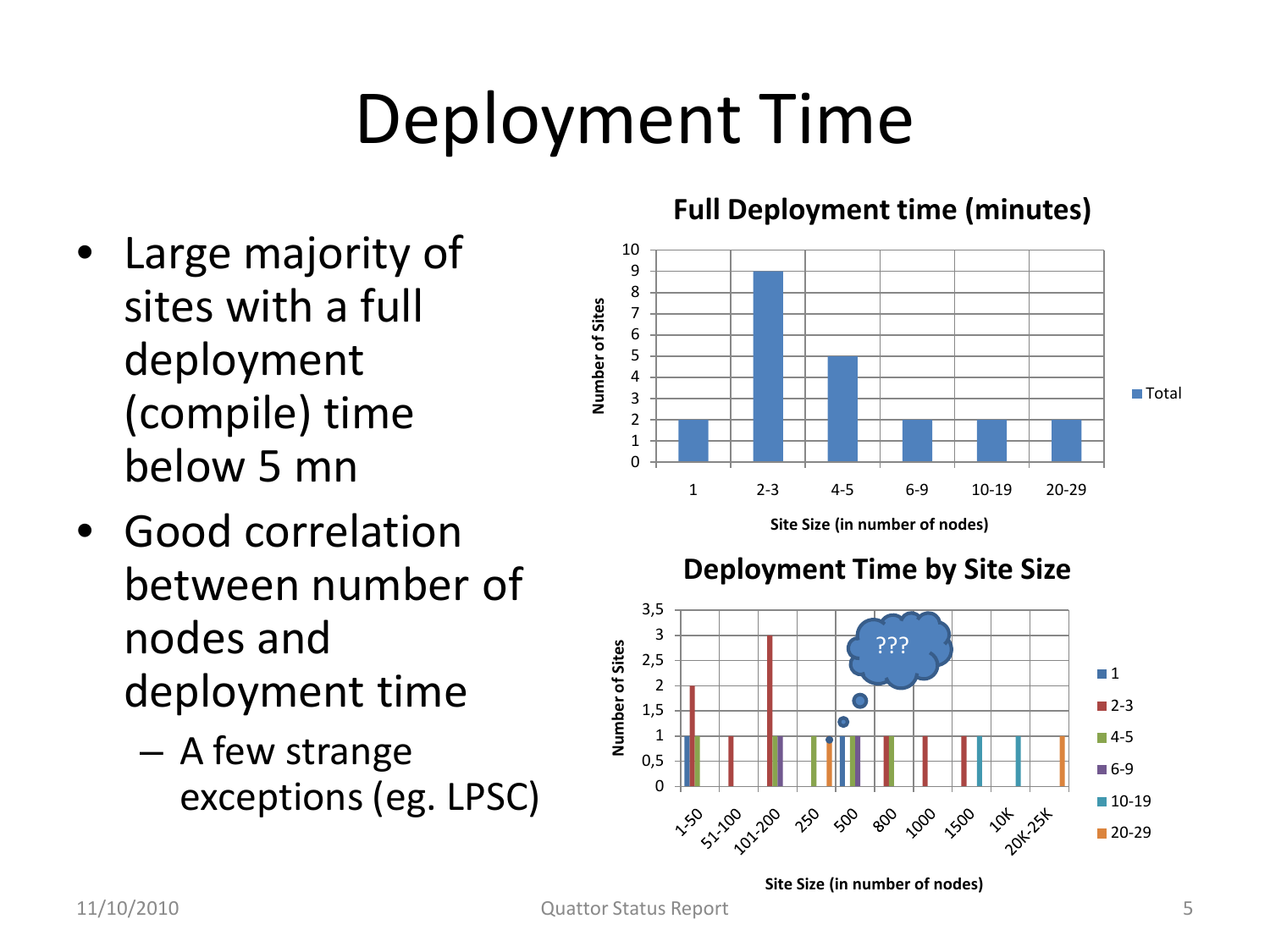# Deployment Time

- Large majority of sites with a full deployment (compile) time below 5 mn
- Good correlation between number of nodes and deployment time
  - A few strange exceptions (eg. LPSC)

**Full Deployment time (minutes)**

| Site Size (in number of nodes) | Number of Sites (Total) |
|---|---|
| 1 | 2 |
| 2-3 | 9 |
| 4-5 | 5 |
| 6-9 | 2 |
| 10-19 | 2 |
| 20-29 | 2 |

**Deployment Time by Site Size**

Number of Sites vs. Site Size (in number of nodes): 1-50, 51-100, 101-200, 250, 500, 800, 1000, 1500, 10K, 20K-25K

Legend: 1, 2-3, 4-5, 6-9, 10-19, 20-29

???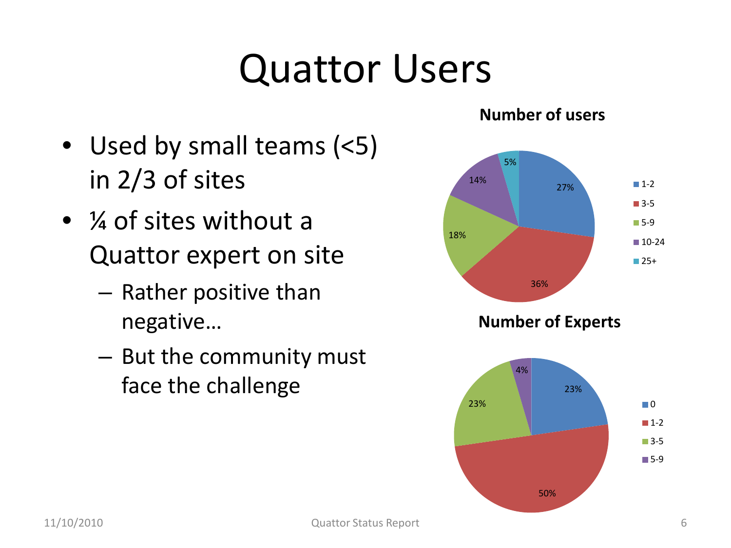# Quattor Users

- Used by small teams (<5) in 2/3 of sites
- ¼ of sites without a Quattor expert on site
  - Rather positive than negative…
  - But the community must face the challenge

**Number of users**

| Number of users | Share |
|---|---|
| 1-2 | 27% |
| 3-5 | 36% |
| 5-9 | 18% |
| 10-24 | 14% |
| 25+ | 5% |

**Number of Experts**

| Number of Experts | Share |
|---|---|
| 0 | 23% |
| 1-2 | 50% |
| 3-5 | 23% |
| 5-9 | 4% |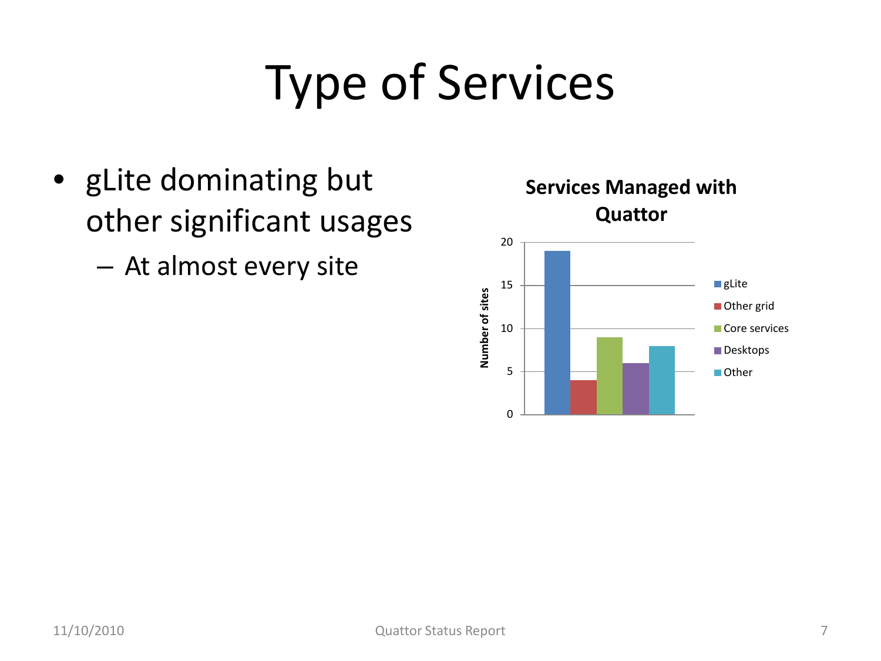# Type of Services

- gLite dominating but other significant usages
  - At almost every site

**Services Managed with Quattor**

| Service | Number of sites |
|---|---|
| gLite | 19 |
| Other grid | 4 |
| Core services | 9 |
| Desktops | 6 |
| Other | 8 |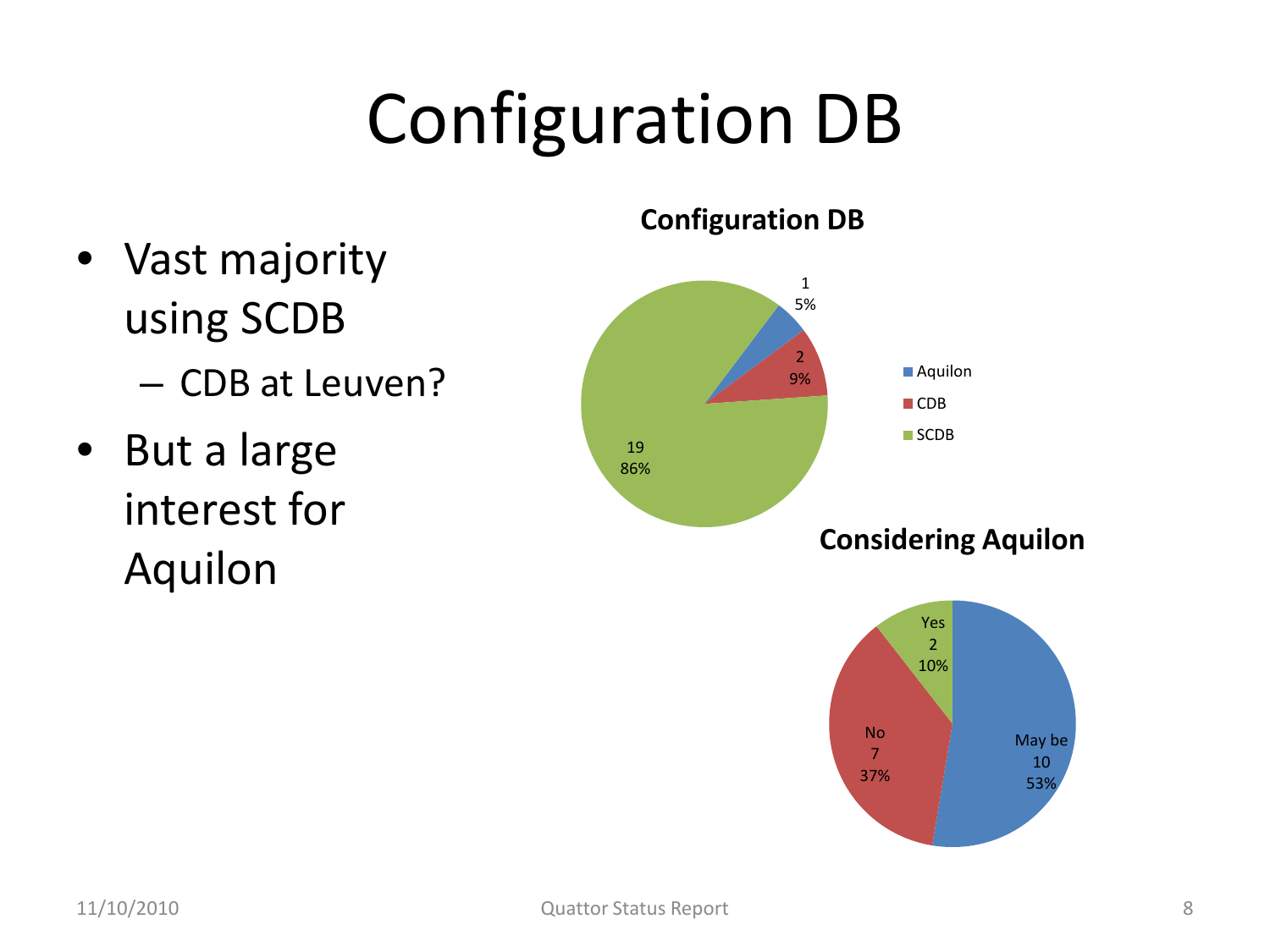# Configuration DB

- Vast majority using SCDB
  - CDB at Leuven?
- But a large interest for Aquilon

**Configuration DB**

| Configuration DB | Count | Percentage |
|---|---|---|
| Aquilon | 1 | 5% |
| CDB | 2 | 9% |
| SCDB | 19 | 86% |

**Considering Aquilon**

| Considering Aquilon | Count | Percentage |
|---|---|---|
| Yes | 2 | 10% |
| No | 7 | 37% |
| May be | 10 | 53% |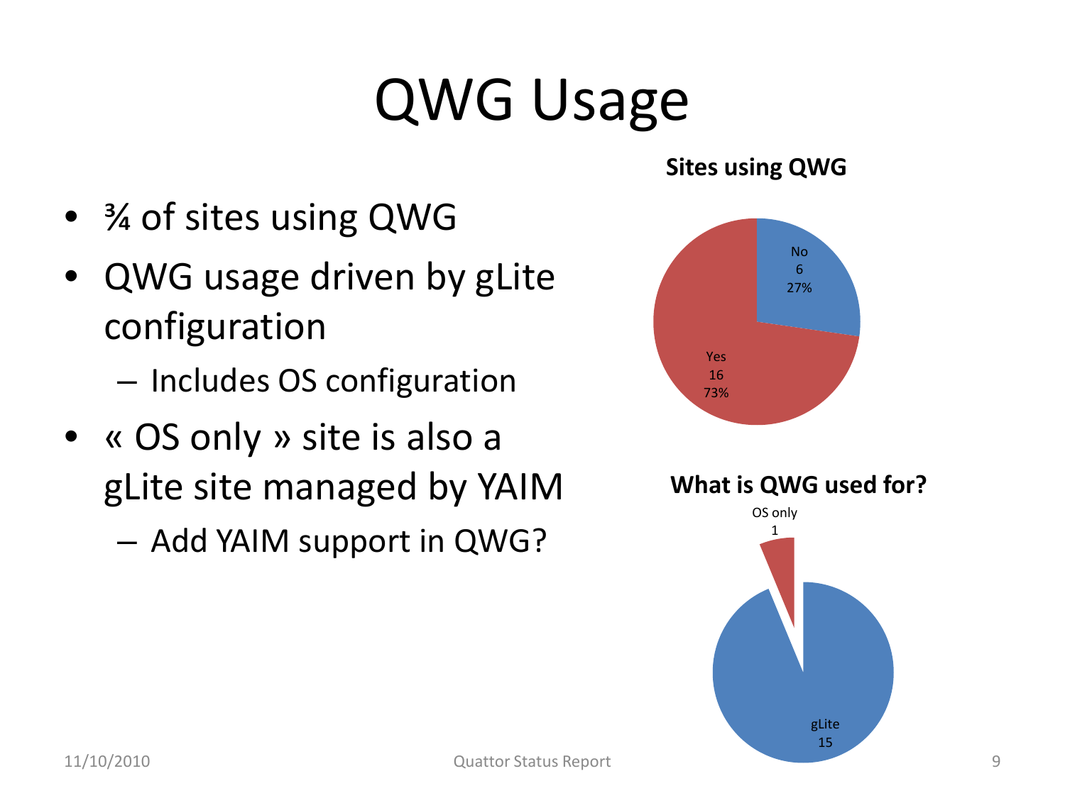# QWG Usage

- ¾ of sites using QWG
- QWG usage driven by gLite configuration
  - Includes OS configuration
- « OS only » site is also a gLite site managed by YAIM
  - Add YAIM support in QWG?

**Sites using QWG**

No 6 27%

Yes 16 73%

**What is QWG used for?**

OS only 1

gLite 15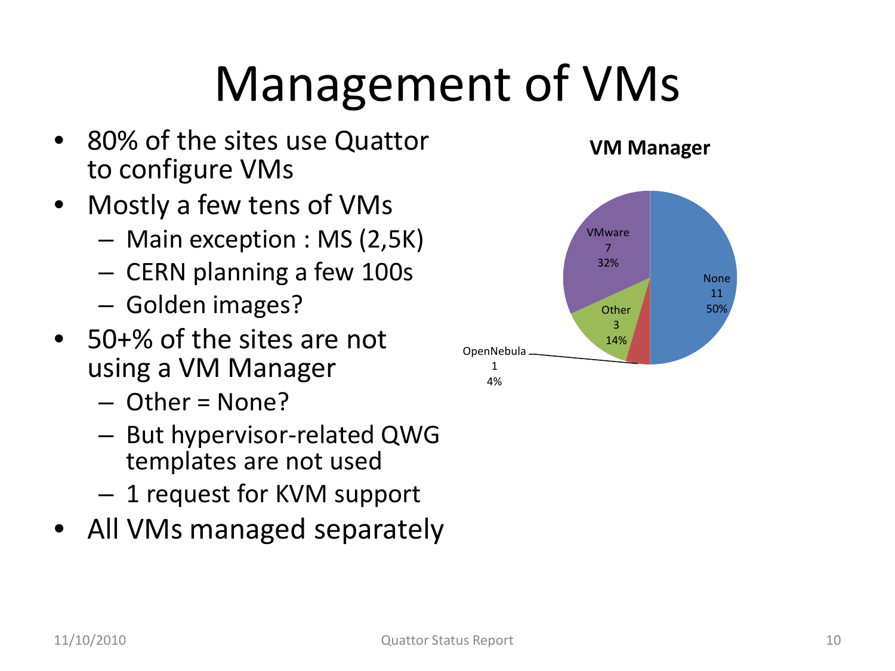# Management of VMs

- 80% of the sites use Quattor to configure VMs
- Mostly a few tens of VMs
  - Main exception : MS (2,5K)
  - CERN planning a few 100s
  - Golden images?
- 50+% of the sites are not using a VM Manager
  - Other = None?
  - But hypervisor-related QWG templates are not used
  - 1 request for KVM support
- All VMs managed separately

**VM Manager**

| VM Manager | Count | Percentage |
|---|---|---|
| None | 11 | 50% |
| VMware | 7 | 32% |
| Other | 3 | 14% |
| OpenNebula | 1 | 4% |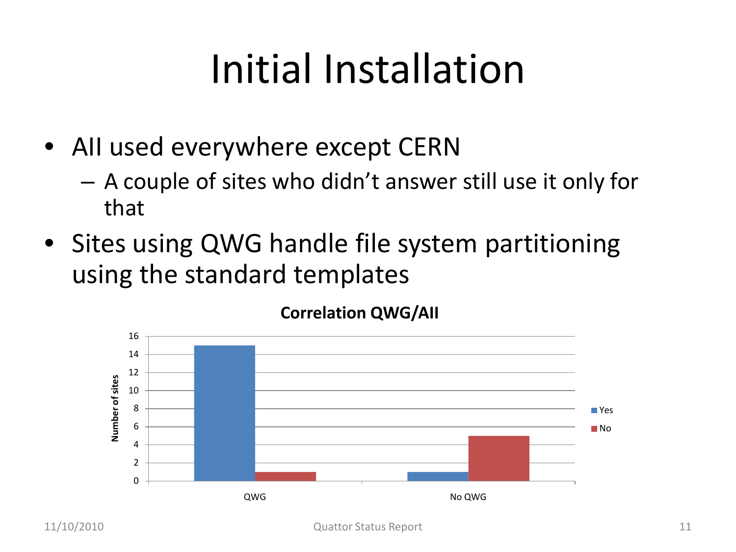# Initial Installation

- AII used everywhere except CERN
  - A couple of sites who didn't answer still use it only for that
- Sites using QWG handle file system partitioning using the standard templates

**Correlation QWG/AII**

| | Yes | No |
|---|---|---|
| QWG | 15 | 1 |
| No QWG | 1 | 5 |

Number of sites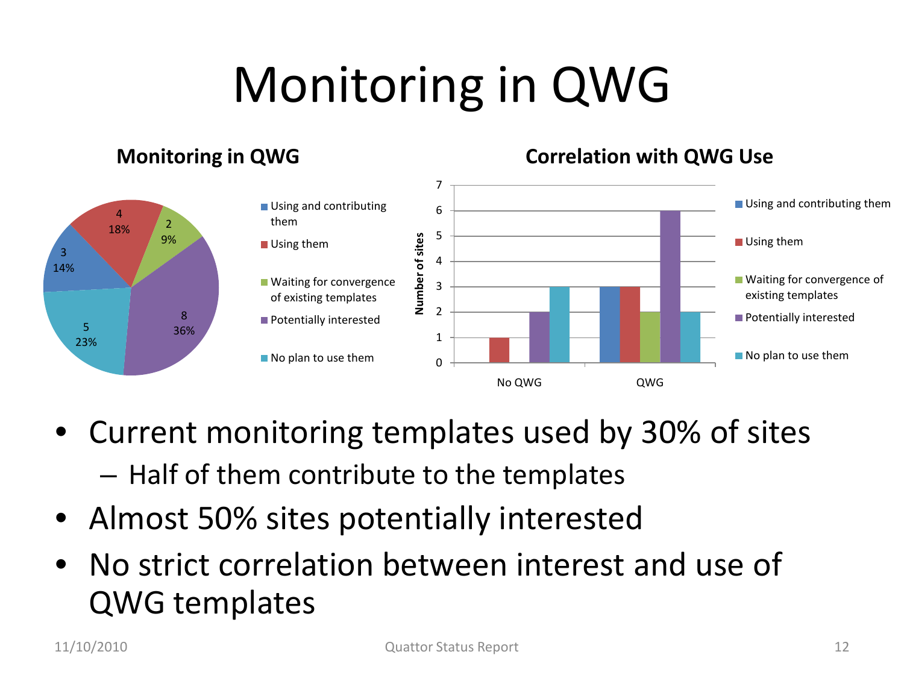# Monitoring in QWG

**Monitoring in QWG**

| Category | Number of sites | Percentage |
|---|---|---|
| Using and contributing them | 3 | 14% |
| Using them | 4 | 18% |
| Waiting for convergence of existing templates | 2 | 9% |
| Potentially interested | 8 | 36% |
| No plan to use them | 5 | 23% |

**Correlation with QWG Use**

| Number of sites | No QWG | QWG |
|---|---|---|
| Using and contributing them | 0 | 3 |
| Using them | 1 | 3 |
| Waiting for convergence of existing templates | 0 | 2 |
| Potentially interested | 2 | 6 |
| No plan to use them | 3 | 2 |

- Current monitoring templates used by 30% of sites
  - Half of them contribute to the templates
- Almost 50% sites potentially interested
- No strict correlation between interest and use of QWG templates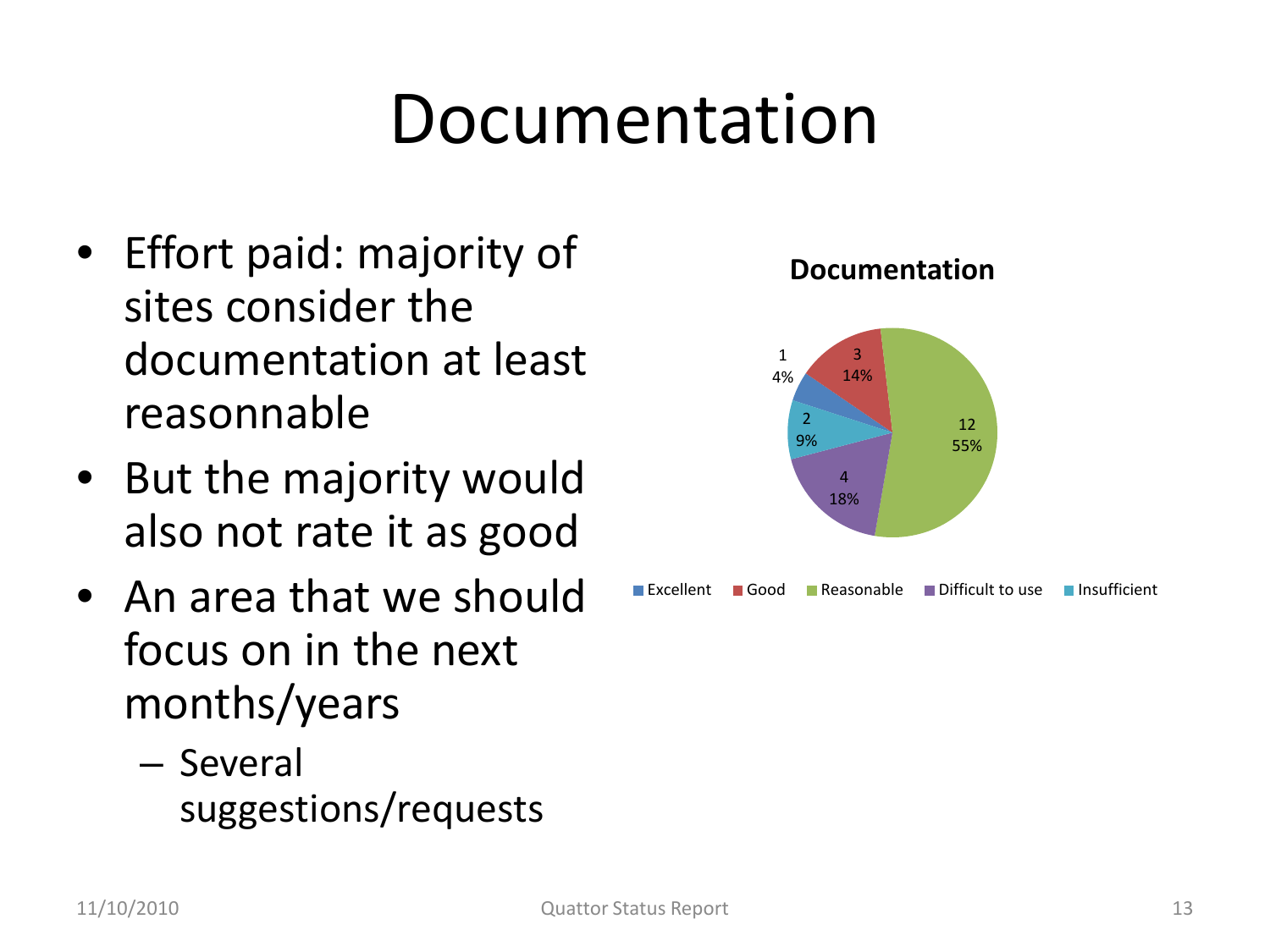# Documentation

- Effort paid: majority of sites consider the documentation at least reasonnable
- But the majority would also not rate it as good
- An area that we should focus on in the next months/years
  - Several suggestions/requests

**Documentation**

| Rating | Count | Percentage |
| --- | --- | --- |
| Excellent | 1 | 4% |
| Good | 3 | 14% |
| Reasonable | 12 | 55% |
| Difficult to use | 4 | 18% |
| Insufficient | 2 | 9% |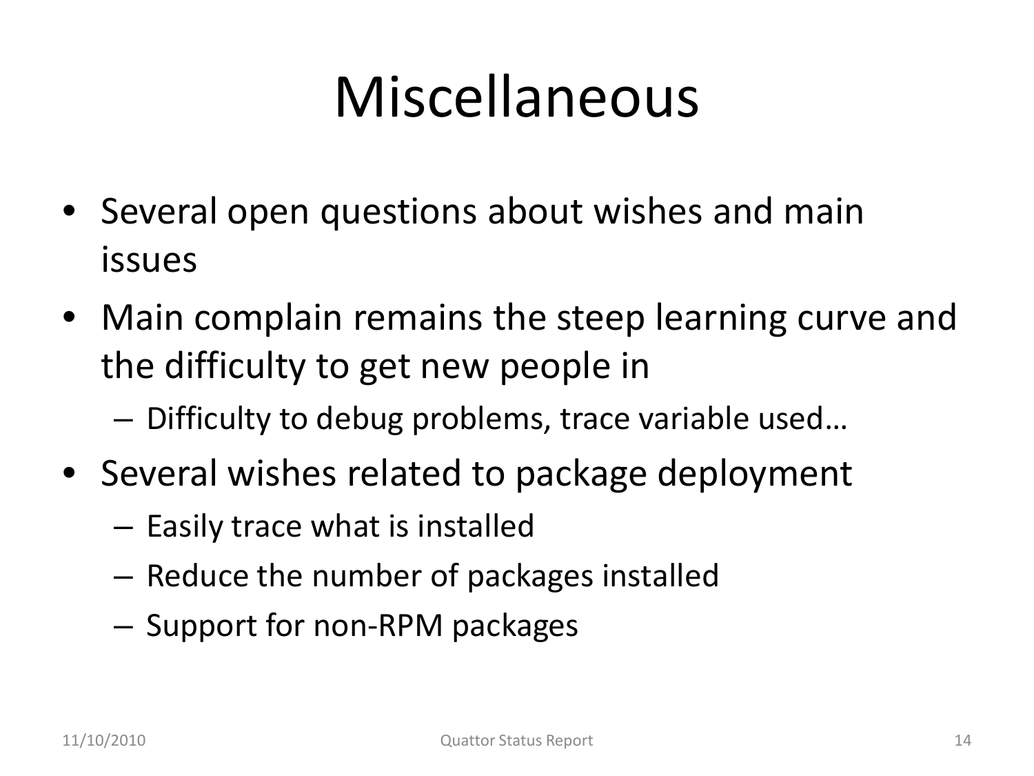# Miscellaneous

- Several open questions about wishes and main issues
- Main complain remains the steep learning curve and the difficulty to get new people in
  - Difficulty to debug problems, trace variable used…
- Several wishes related to package deployment
  - Easily trace what is installed
  - Reduce the number of packages installed
  - Support for non-RPM packages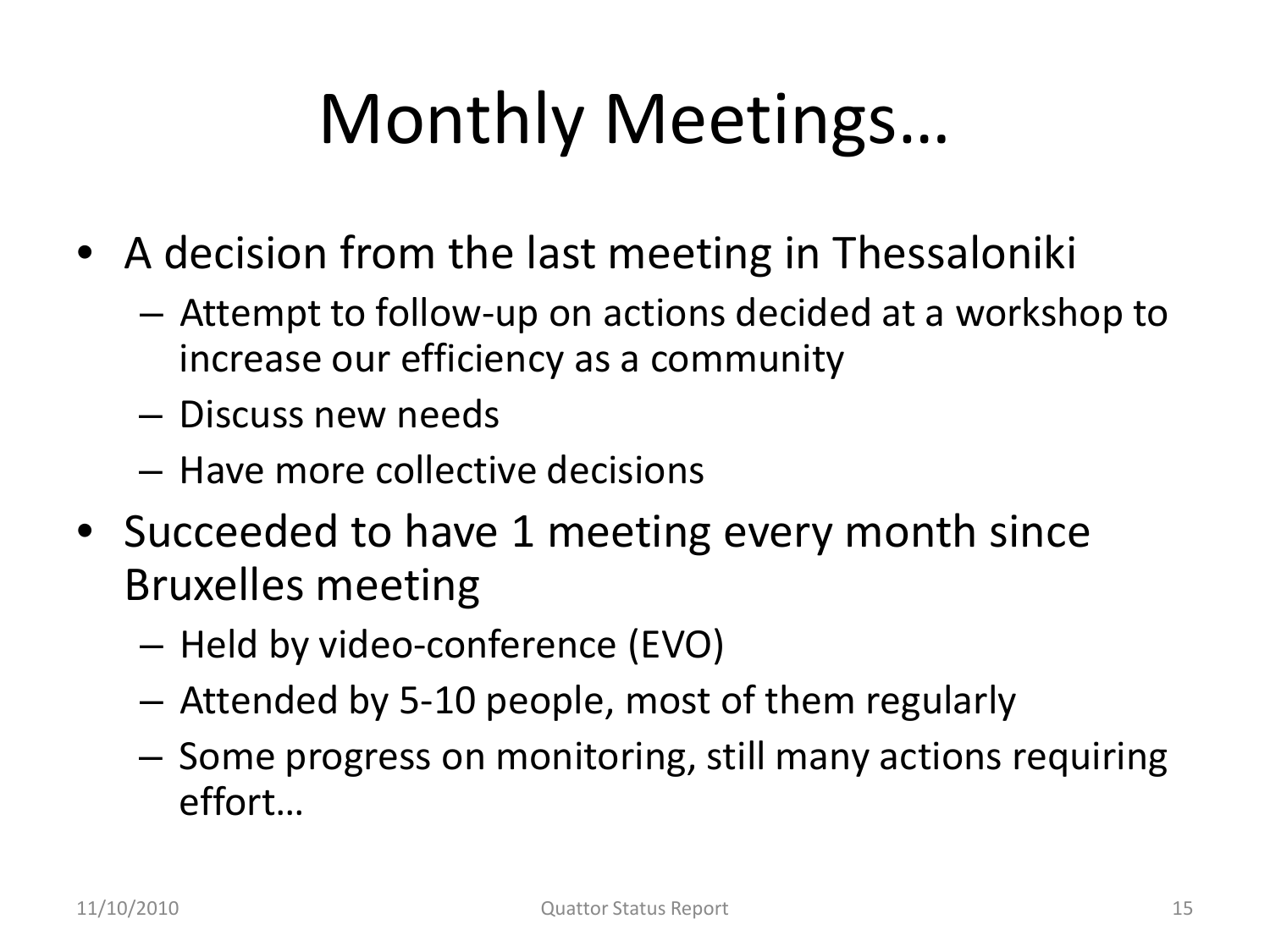# Monthly Meetings…

- A decision from the last meeting in Thessaloniki
  - Attempt to follow-up on actions decided at a workshop to increase our efficiency as a community
  - Discuss new needs
  - Have more collective decisions
- Succeeded to have 1 meeting every month since Bruxelles meeting
  - Held by video-conference (EVO)
  - Attended by 5-10 people, most of them regularly
  - Some progress on monitoring, still many actions requiring effort…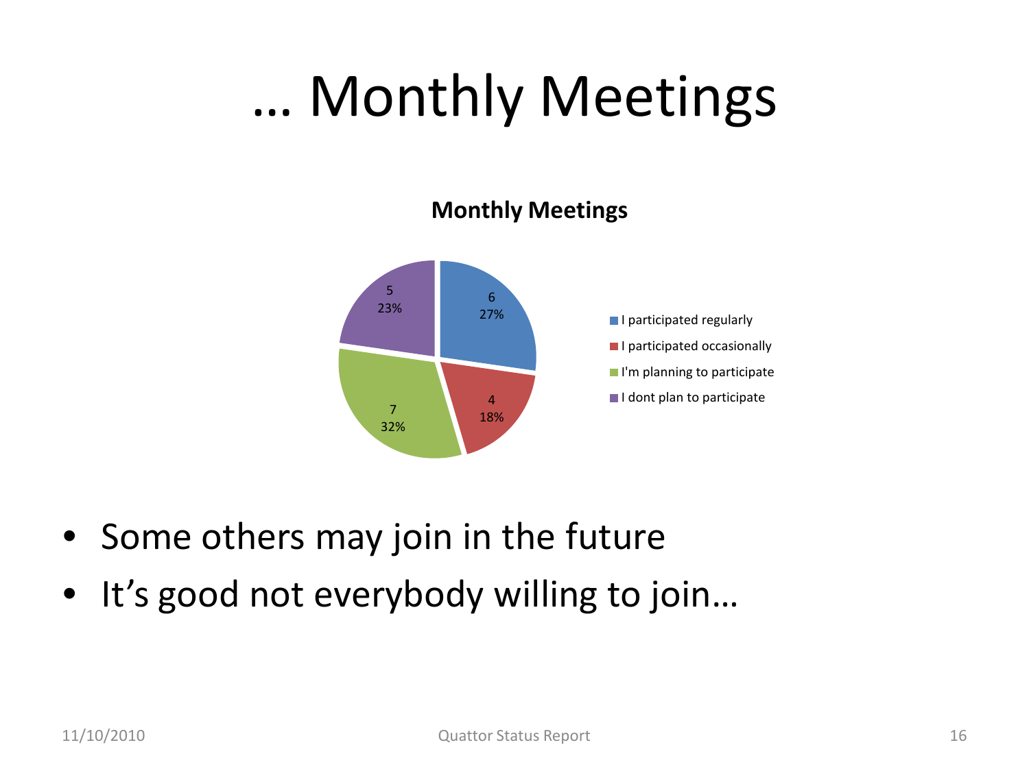# … Monthly Meetings

**Monthly Meetings**

| Response | Count | Percentage |
| --- | --- | --- |
| I participated regularly | 6 | 27% |
| I participated occasionally | 4 | 18% |
| I'm planning to participate | 7 | 32% |
| I dont plan to participate | 5 | 23% |

- Some others may join in the future
- It's good not everybody willing to join…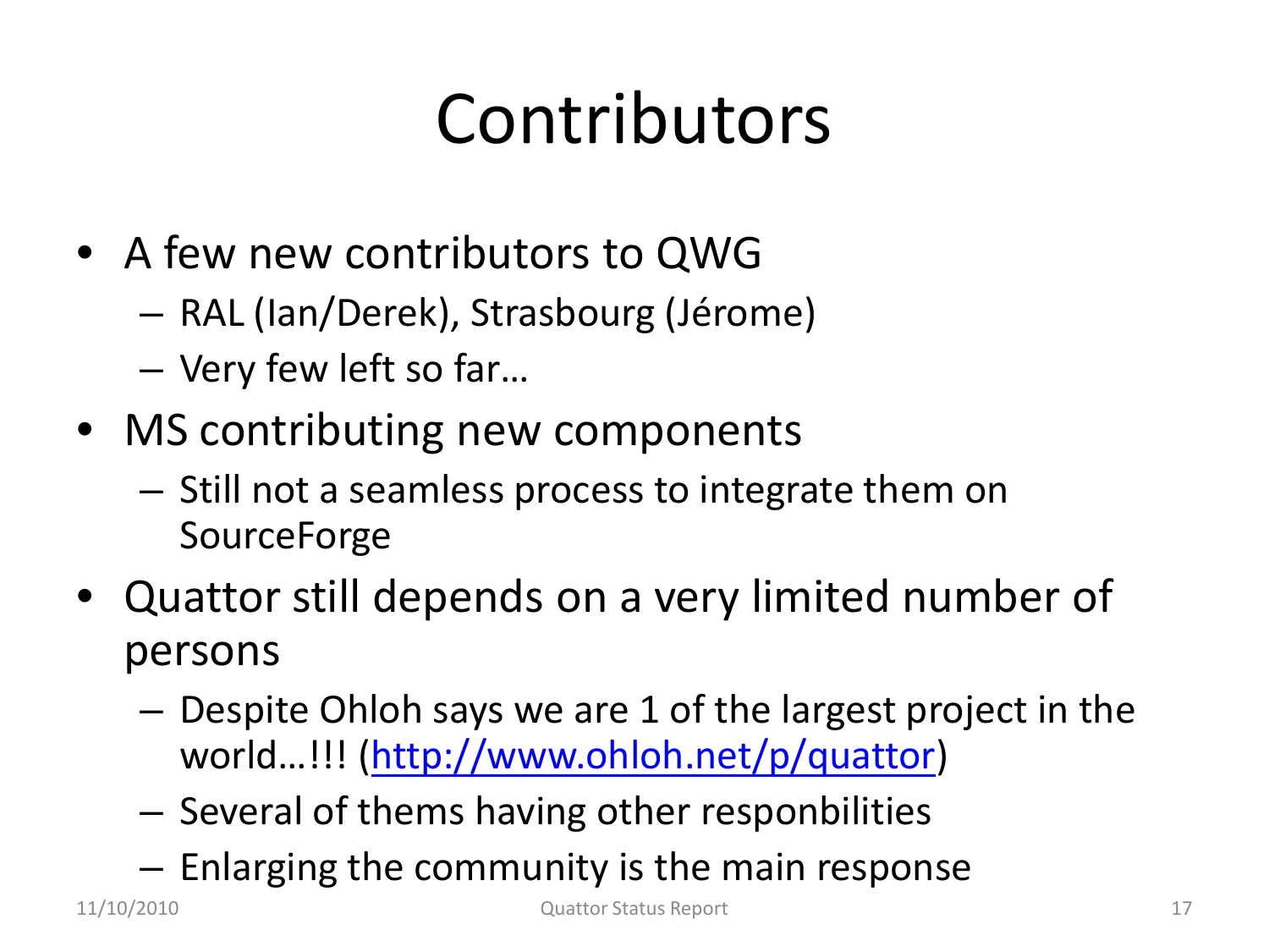# Contributors

- A few new contributors to QWG
  - RAL (Ian/Derek), Strasbourg (Jérome)
  - Very few left so far…
- MS contributing new components
  - Still not a seamless process to integrate them on SourceForge
- Quattor still depends on a very limited number of persons
  - Despite Ohloh says we are 1 of the largest project in the world…!!! (http://www.ohloh.net/p/quattor)
  - Several of thems having other responbilities
  - Enlarging the community is the main response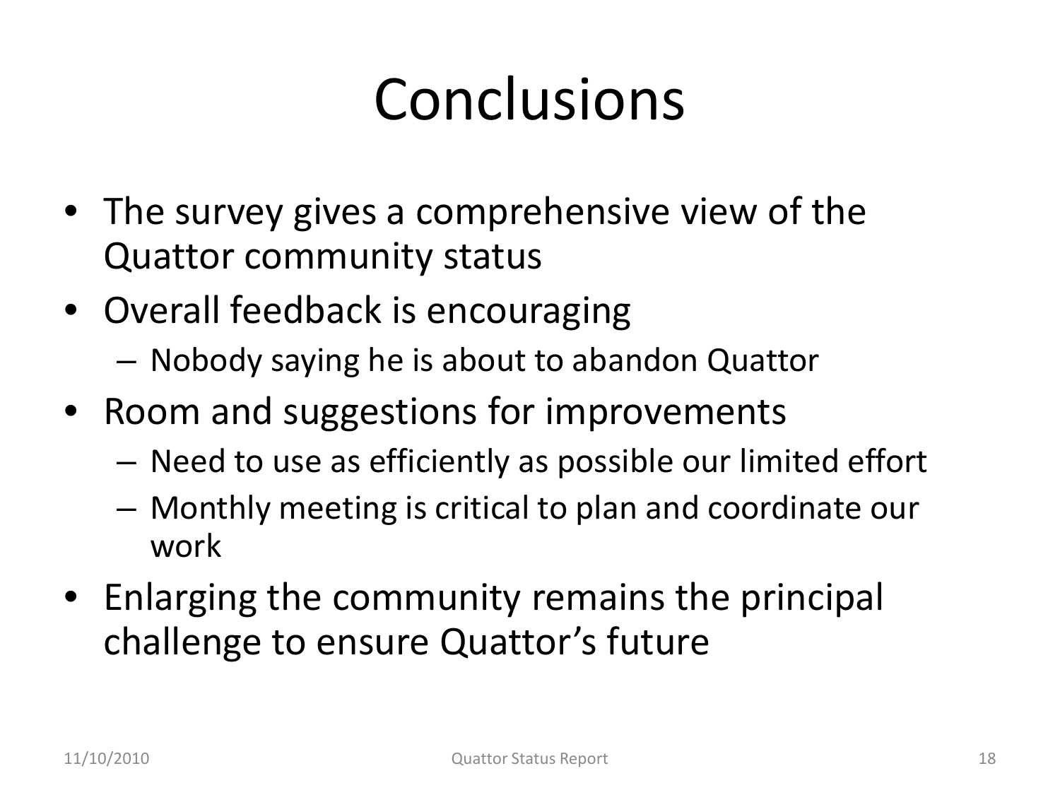# Conclusions

- The survey gives a comprehensive view of the Quattor community status
- Overall feedback is encouraging
  - Nobody saying he is about to abandon Quattor
- Room and suggestions for improvements
  - Need to use as efficiently as possible our limited effort
  - Monthly meeting is critical to plan and coordinate our work
- Enlarging the community remains the principal challenge to ensure Quattor's future